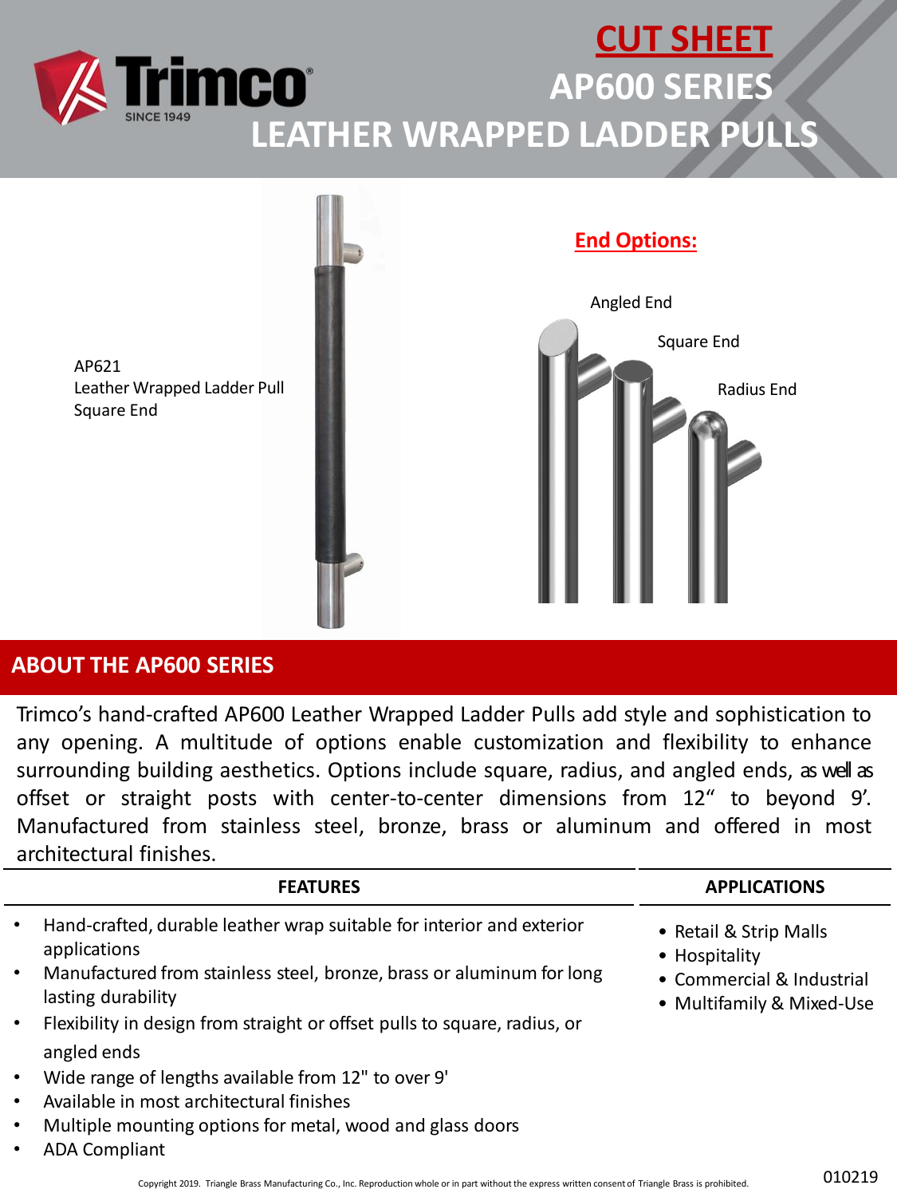# CUT SHEET

# AP600 SERIES

# LEATHER WRAPPED LADDER PULLS

AP621
Leather Wrapped Ladder Pull
Square End

## End Options:

Angled End

Square End

Radius End

## ABOUT THE AP600 SERIES

Trimco's hand-crafted AP600 Leather Wrapped Ladder Pulls add style and sophistication to any opening. A multitude of options enable customization and flexibility to enhance surrounding building aesthetics. Options include square, radius, and angled ends, as well as offset or straight posts with center-to-center dimensions from 12" to beyond 9'. Manufactured from stainless steel, bronze, brass or aluminum and offered in most architectural finishes.

### FEATURES

- Hand-crafted, durable leather wrap suitable for interior and exterior applications
- Manufactured from stainless steel, bronze, brass or aluminum for long lasting durability
- Flexibility in design from straight or offset pulls to square, radius, or angled ends
- Wide range of lengths available from 12" to over 9'
- Available in most architectural finishes
- Multiple mounting options for metal, wood and glass doors
- ADA Compliant

### APPLICATIONS

- Retail & Strip Malls
- Hospitality
- Commercial & Industrial
- Multifamily & Mixed-Use

Copyright 2019. Triangle Brass Manufacturing Co., Inc. Reproduction whole or in part without the express written consent of Triangle Brass is prohibited.

010219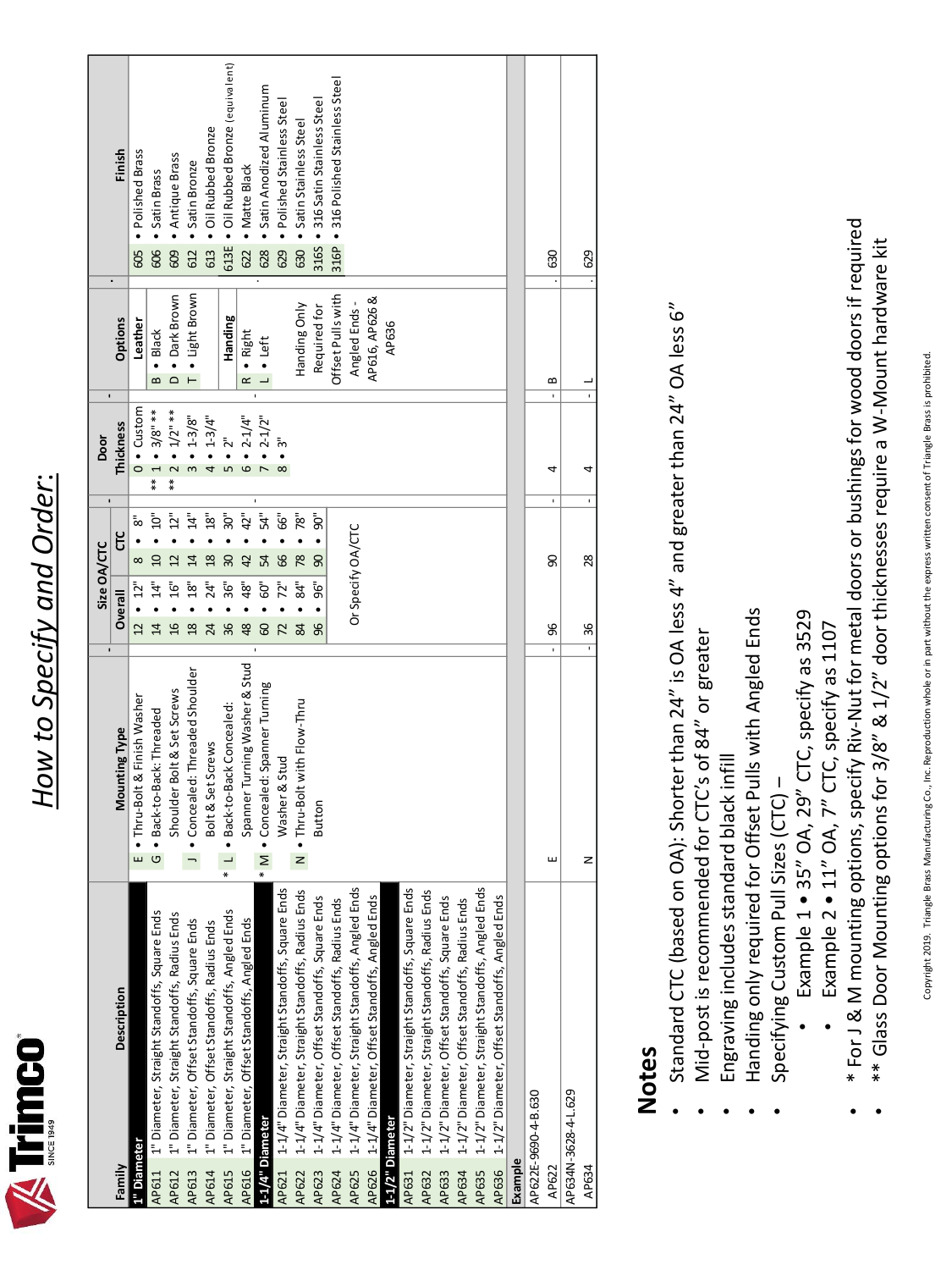# How to Specify and Order:

| Family | Description | Mounting Type | Size OA/CTC Overall | Size OA/CTC CTC | Door Thickness | Options | Finish |
|---|---|---|---|---|---|---|---|
| **1" Diameter** | | E • Thru-Bolt & Finish Washer | 12 • 12" | 8 • 8" | 0 • Custom | **Leather** | 605 • Polished Brass |
| AP611 | 1" Diameter, Straight Standoffs, Square Ends | G • Back-to-Back: Threaded Shoulder Bolt & Set Screws | 14 • 14" | 10 • 10" | ** 1 • 3/8" ** | B • Black | 606 • Satin Brass |
| AP612 | 1" Diameter, Straight Standoffs, Radius Ends | | 16 • 16" | 12 • 12" | ** 2 • 1/2" ** | D • Dark Brown | 609 • Antique Brass |
| AP613 | 1" Diameter, Offset Standoffs, Square Ends | J • Concealed: Threaded Shoulder Bolt & Set Screws | 18 • 18" | 14 • 14" | 3 • 1-3/8" | T • Light Brown | 612 • Satin Bronze |
| AP614 | 1" Diameter, Offset Standoffs, Radius Ends | | 24 • 24" | 18 • 18" | 4 • 1-3/4" | **Handing** | 613 • Oil Rubbed Bronze |
| AP615 | 1" Diameter, Straight Standoffs, Angled Ends | * L • Back-to-Back Concealed: Spanner Turning Washer & Stud | 36 • 36" | 30 • 30" | 5 • 2" | R • Right | 613E • Oil Rubbed Bronze (equivalent) |
| AP616 | 1" Diameter, Offset Standoffs, Angled Ends | | 48 • 48" | 42 • 42" | 6 • 2-1/4" | L • Left | 622 • Matte Black |
| **1-1/4" Diameter** | | * M • Concealed: Spanner Turning Washer & Stud | 60 • 60" | 54 • 54" | 7 • 2-1/2" | | 628 • Satin Anodized Aluminum |
| AP621 | 1-1/4" Diameter, Straight Standoffs, Square Ends | | 72 • 72" | 66 • 66" | 8 • 3" | Handing Only Required for Offset Pulls with Angled Ends - AP616, AP626 & AP636 | 629 • Polished Stainless Steel |
| AP622 | 1-1/4" Diameter, Straight Standoffs, Radius Ends | N • Thru-Bolt with Flow-Thru Button | 84 • 84" | 78 • 78" | | | 630 • Satin Stainless Steel |
| AP623 | 1-1/4" Diameter, Offset Standoffs, Square Ends | | 96 • 96" | 90 • 90" | | | 316S • 316 Satin Stainless Steel |
| AP624 | 1-1/4" Diameter, Offset Standoffs, Radius Ends | | Or Specify OA/CTC | | | | 316P • 316 Polished Stainless Steel |
| AP625 | 1-1/4" Diameter, Straight Standoffs, Angled Ends | | | | | | |
| AP626 | 1-1/4" Diameter, Offset Standoffs, Angled Ends | | | | | | |
| **1-1/2" Diameter** | | | | | | | |
| AP631 | 1-1/2" Diameter, Straight Standoffs, Square Ends | | | | | | |
| AP632 | 1-1/2" Diameter, Straight Standoffs, Radius Ends | | | | | | |
| AP633 | 1-1/2" Diameter, Offset Standoffs, Square Ends | | | | | | |
| AP634 | 1-1/2" Diameter, Offset Standoffs, Radius Ends | | | | | | |
| AP635 | 1-1/2" Diameter, Straight Standoffs, Angled Ends | | | | | | |
| AP636 | 1-1/2" Diameter, Offset Standoffs, Angled Ends | | | | | | |
| **Example** | | | | | | | |
| AP622E-9690-4-B.630 | | | | | | | |
| AP622 | | E | 96 | 90 | 4 | B | 630 |
| AP634N-3628-4-L.629 | | | | | | | |
| AP634 | | N | 36 | 28 | 4 | L | 629 |

## Notes

- Standard CTC (based on OA): Shorter than 24" is OA less 4" and greater than 24" OA less 6"
- Mid-post is recommended for CTC's of 84" or greater
- Engraving includes standard black infill
- Handing only required for Offset Pulls with Angled Ends
- Specifying Custom Pull Sizes (CTC) –
  - Example 1 • 35" OA, 29" CTC, specify as 3529
  - Example 2 • 11" OA, 7" CTC, specify as 1107
- * For J & M mounting options, specify Riv-Nut for metal doors or bushings for wood doors if required
- ** Glass Door Mounting options for 3/8" & 1/2" door thicknesses require a W-Mount hardware kit

Copyright 2019, Triangle Brass Manufacturing Co., Inc. Reproduction whole or in part without the express written consent of Triangle Brass is prohibited.